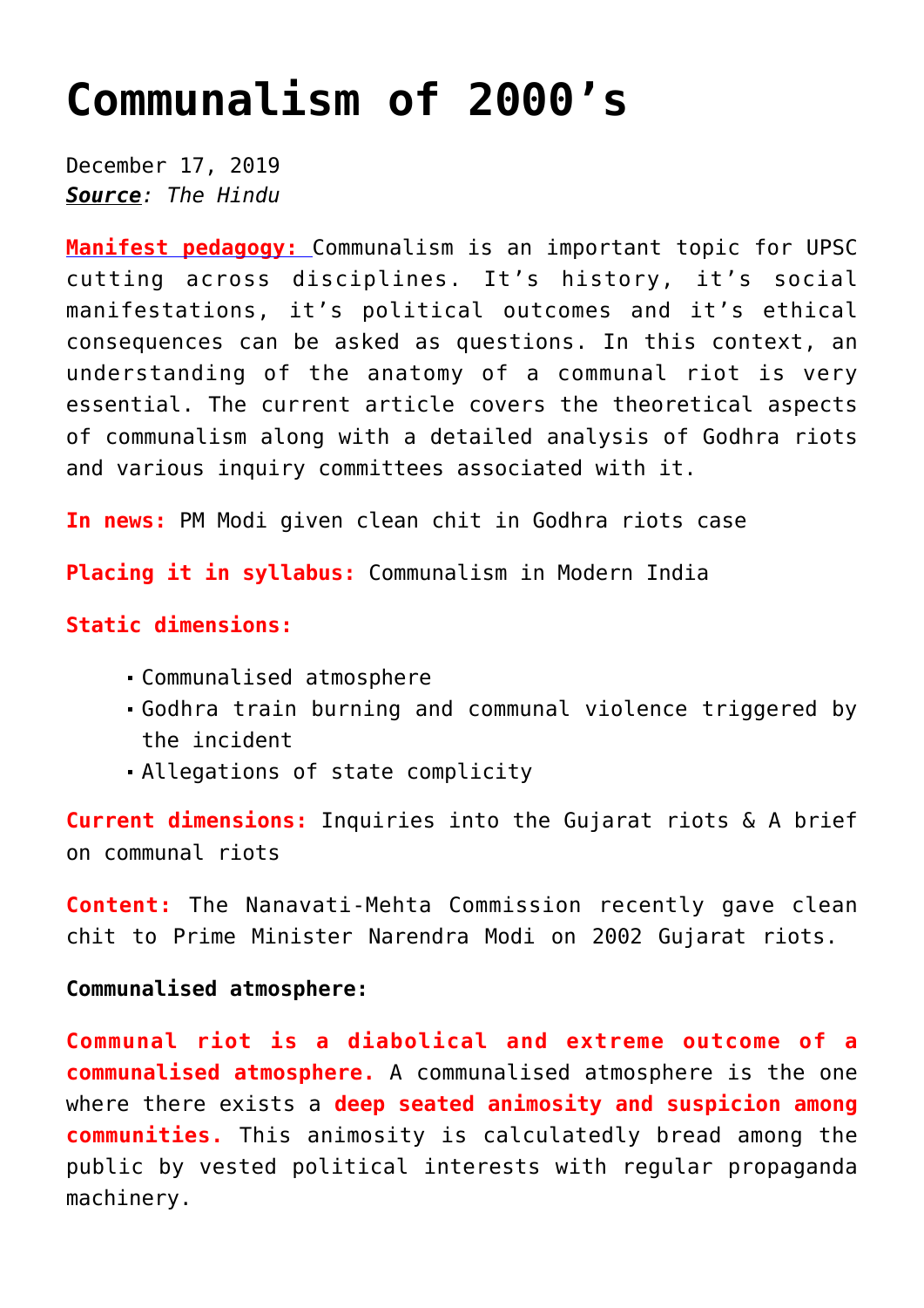# Communalism of 2000's

December 17, 2019
***Source**: The Hindu*

**Manifest pedagogy:** Communalism is an important topic for UPSC cutting across disciplines. It's history, it's social manifestations, it's political outcomes and it's ethical consequences can be asked as questions. In this context, an understanding of the anatomy of a communal riot is very essential. The current article covers the theoretical aspects of communalism along with a detailed analysis of Godhra riots and various inquiry committees associated with it.

**In news:** PM Modi given clean chit in Godhra riots case

**Placing it in syllabus:** Communalism in Modern India

**Static dimensions:**

- Communalised atmosphere
- Godhra train burning and communal violence triggered by the incident
- Allegations of state complicity

**Current dimensions:** Inquiries into the Gujarat riots & A brief on communal riots

**Content:** The Nanavati-Mehta Commission recently gave clean chit to Prime Minister Narendra Modi on 2002 Gujarat riots.

**Communalised atmosphere:**

**Communal riot is a diabolical and extreme outcome of a communalised atmosphere.** A communalised atmosphere is the one where there exists a **deep seated animosity and suspicion among communities.** This animosity is calculatedly bread among the public by vested political interests with regular propaganda machinery.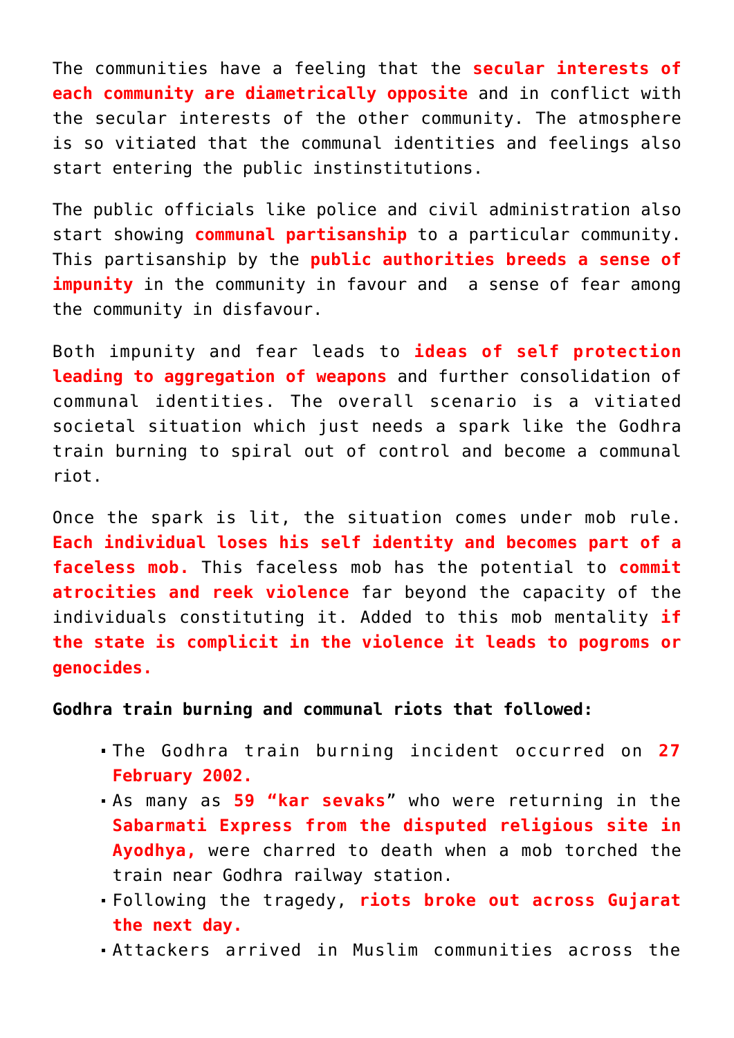The communities have a feeling that the **secular interests of each community are diametrically opposite** and in conflict with the secular interests of the other community. The atmosphere is so vitiated that the communal identities and feelings also start entering the public instinstitutions.

The public officials like police and civil administration also start showing **communal partisanship** to a particular community. This partisanship by the **public authorities breeds a sense of impunity** in the community in favour and a sense of fear among the community in disfavour.

Both impunity and fear leads to **ideas of self protection leading to aggregation of weapons** and further consolidation of communal identities. The overall scenario is a vitiated societal situation which just needs a spark like the Godhra train burning to spiral out of control and become a communal riot.

Once the spark is lit, the situation comes under mob rule. **Each individual loses his self identity and becomes part of a faceless mob.** This faceless mob has the potential to **commit atrocities and reek violence** far beyond the capacity of the individuals constituting it. Added to this mob mentality **if the state is complicit in the violence it leads to pogroms or genocides.**

**Godhra train burning and communal riots that followed:**

- The Godhra train burning incident occurred on **27 February 2002.**
- As many as **59 "kar sevaks**" who were returning in the **Sabarmati Express from the disputed religious site in Ayodhya,** were charred to death when a mob torched the train near Godhra railway station.
- Following the tragedy, **riots broke out across Gujarat the next day.**
- Attackers arrived in Muslim communities across the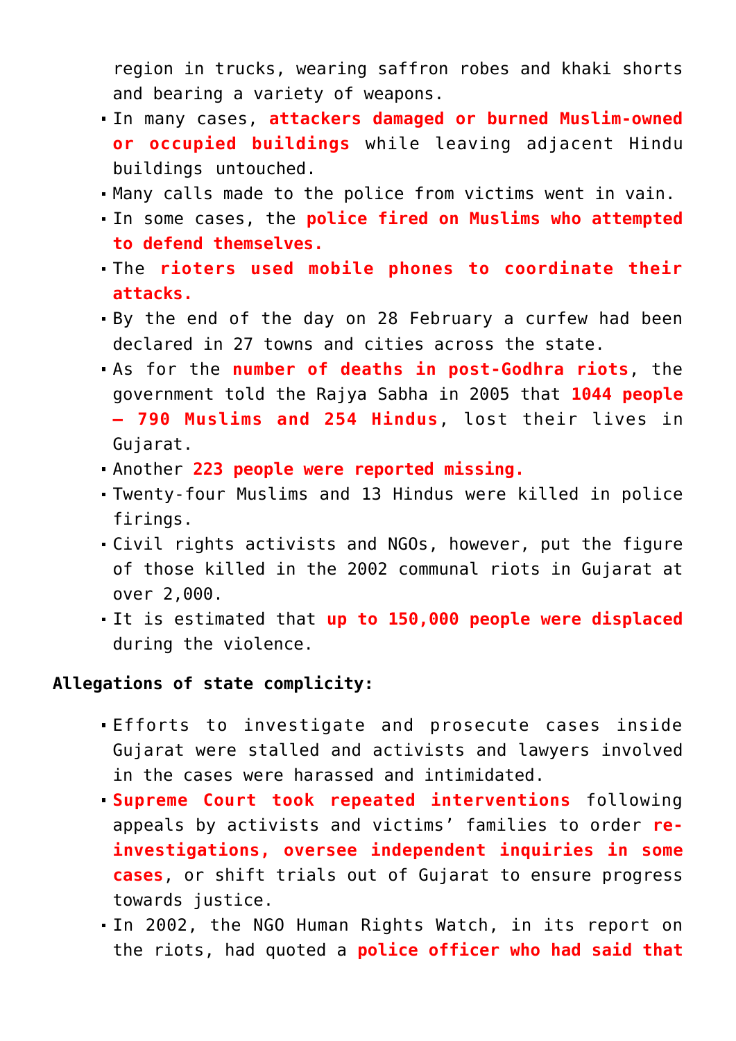region in trucks, wearing saffron robes and khaki shorts and bearing a variety of weapons.

- In many cases, **attackers damaged or burned Muslim-owned or occupied buildings** while leaving adjacent Hindu buildings untouched.
- Many calls made to the police from victims went in vain.
- In some cases, the **police fired on Muslims who attempted to defend themselves.**
- The **rioters used mobile phones to coordinate their attacks.**
- By the end of the day on 28 February a curfew had been declared in 27 towns and cities across the state.
- As for the **number of deaths in post-Godhra riots**, the government told the Rajya Sabha in 2005 that **1044 people – 790 Muslims and 254 Hindus**, lost their lives in Gujarat.
- Another **223 people were reported missing.**
- Twenty-four Muslims and 13 Hindus were killed in police firings.
- Civil rights activists and NGOs, however, put the figure of those killed in the 2002 communal riots in Gujarat at over 2,000.
- It is estimated that **up to 150,000 people were displaced** during the violence.

**Allegations of state complicity:**

- Efforts to investigate and prosecute cases inside Gujarat were stalled and activists and lawyers involved in the cases were harassed and intimidated.
- **Supreme Court took repeated interventions** following appeals by activists and victims' families to order **re-investigations, oversee independent inquiries in some cases**, or shift trials out of Gujarat to ensure progress towards justice.
- In 2002, the NGO Human Rights Watch, in its report on the riots, had quoted a **police officer who had said that**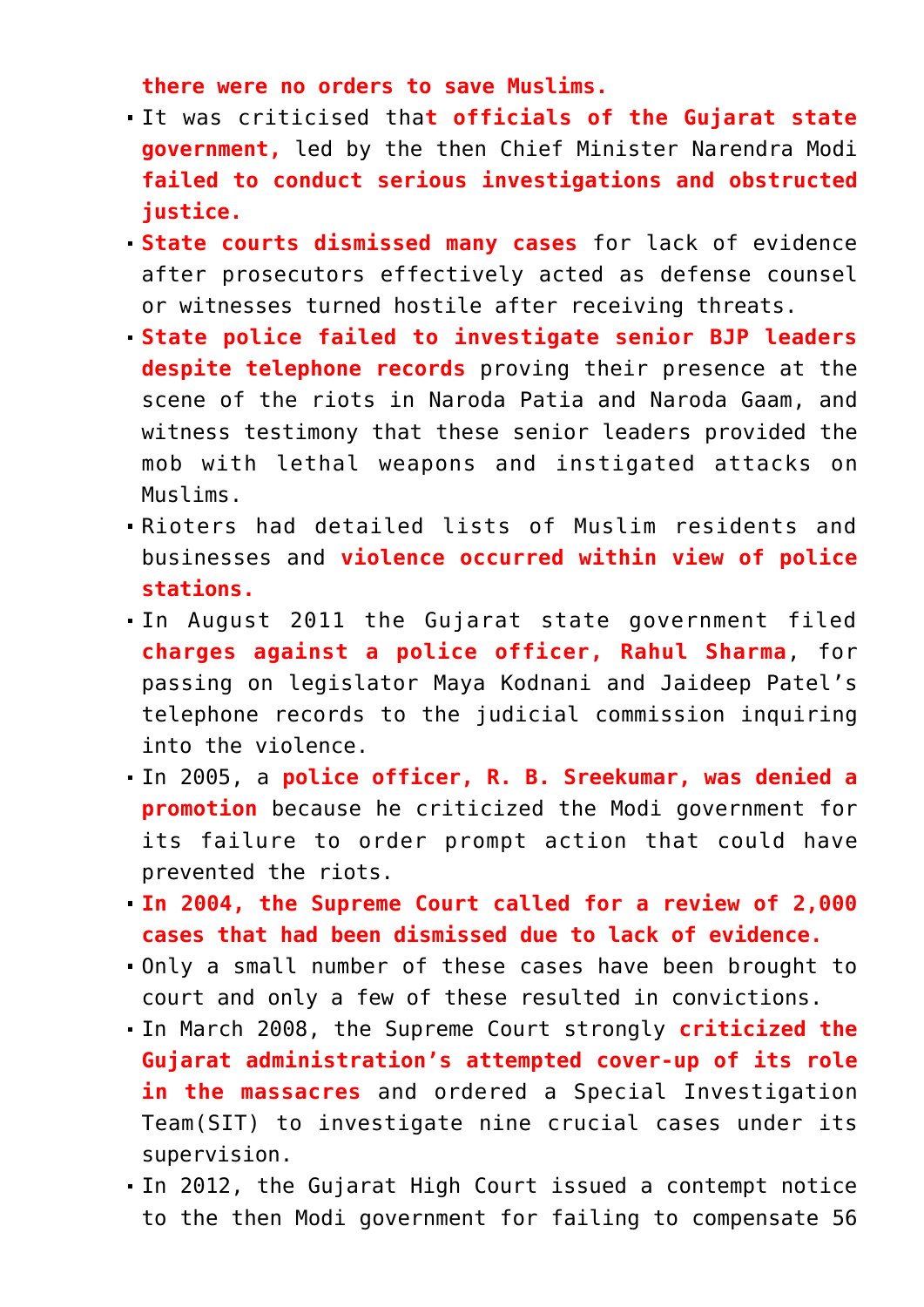**there were no orders to save Muslims.**

- It was criticised tha**t officials of the Gujarat state government,** led by the then Chief Minister Narendra Modi **failed to conduct serious investigations and obstructed justice.**
- **State courts dismissed many cases** for lack of evidence after prosecutors effectively acted as defense counsel or witnesses turned hostile after receiving threats.
- **State police failed to investigate senior BJP leaders despite telephone records** proving their presence at the scene of the riots in Naroda Patia and Naroda Gaam, and witness testimony that these senior leaders provided the mob with lethal weapons and instigated attacks on Muslims.
- Rioters had detailed lists of Muslim residents and businesses and **violence occurred within view of police stations.**
- In August 2011 the Gujarat state government filed **charges against a police officer, Rahul Sharma**, for passing on legislator Maya Kodnani and Jaideep Patel's telephone records to the judicial commission inquiring into the violence.
- In 2005, a **police officer, R. B. Sreekumar, was denied a promotion** because he criticized the Modi government for its failure to order prompt action that could have prevented the riots.
- **In 2004, the Supreme Court called for a review of 2,000 cases that had been dismissed due to lack of evidence.**
- Only a small number of these cases have been brought to court and only a few of these resulted in convictions.
- In March 2008, the Supreme Court strongly **criticized the Gujarat administration's attempted cover-up of its role in the massacres** and ordered a Special Investigation Team(SIT) to investigate nine crucial cases under its supervision.
- In 2012, the Gujarat High Court issued a contempt notice to the then Modi government for failing to compensate 56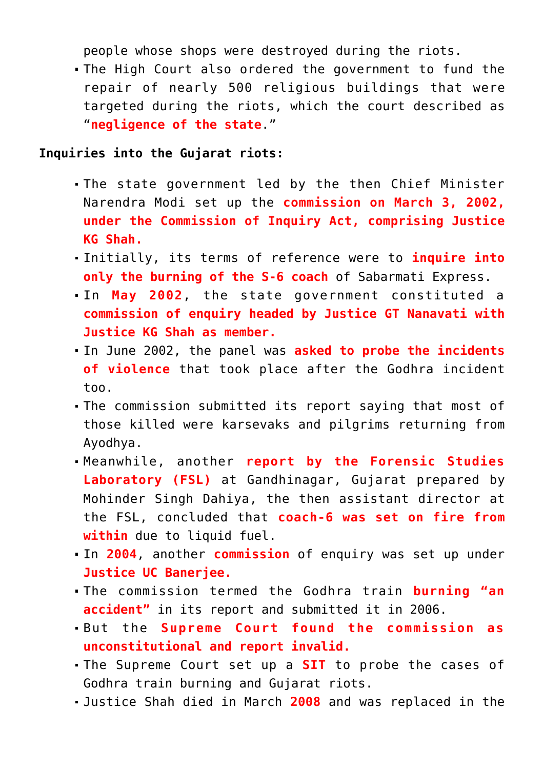people whose shops were destroyed during the riots.

- The High Court also ordered the government to fund the repair of nearly 500 religious buildings that were targeted during the riots, which the court described as "**negligence of the state**."

**Inquiries into the Gujarat riots:**

- The state government led by the then Chief Minister Narendra Modi set up the **commission on March 3, 2002, under the Commission of Inquiry Act, comprising Justice KG Shah.**
- Initially, its terms of reference were to **inquire into only the burning of the S-6 coach** of Sabarmati Express.
- In **May 2002**, the state government constituted a **commission of enquiry headed by Justice GT Nanavati with Justice KG Shah as member.**
- In June 2002, the panel was **asked to probe the incidents of violence** that took place after the Godhra incident too.
- The commission submitted its report saying that most of those killed were karsevaks and pilgrims returning from Ayodhya.
- Meanwhile, another **report by the Forensic Studies Laboratory (FSL)** at Gandhinagar, Gujarat prepared by Mohinder Singh Dahiya, the then assistant director at the FSL, concluded that **coach-6 was set on fire from within** due to liquid fuel.
- In **2004**, another **commission** of enquiry was set up under **Justice UC Banerjee.**
- The commission termed the Godhra train **burning "an accident"** in its report and submitted it in 2006.
- But the **Supreme Court found the commission as unconstitutional and report invalid.**
- The Supreme Court set up a **SIT** to probe the cases of Godhra train burning and Gujarat riots.
- Justice Shah died in March **2008** and was replaced in the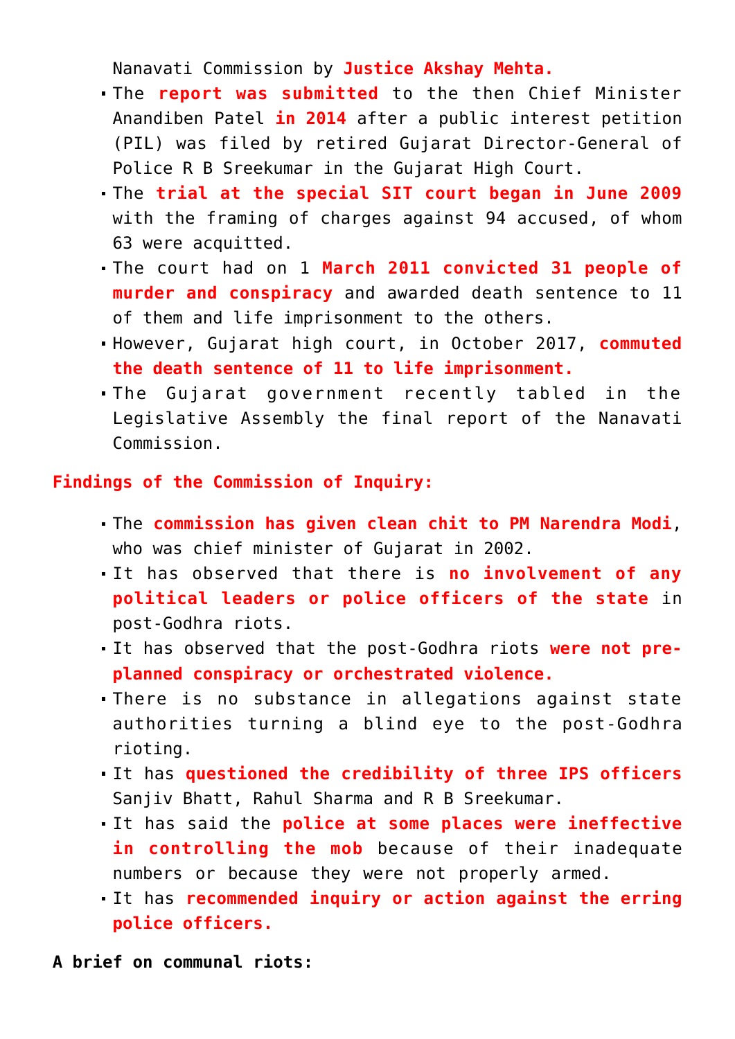Nanavati Commission by **Justice Akshay Mehta.**

- The **report was submitted** to the then Chief Minister Anandiben Patel **in 2014** after a public interest petition (PIL) was filed by retired Gujarat Director-General of Police R B Sreekumar in the Gujarat High Court.
- The **trial at the special SIT court began in June 2009** with the framing of charges against 94 accused, of whom 63 were acquitted.
- The court had on 1 **March 2011 convicted 31 people of murder and conspiracy** and awarded death sentence to 11 of them and life imprisonment to the others.
- However, Gujarat high court, in October 2017, **commuted the death sentence of 11 to life imprisonment.**
- The Gujarat government recently tabled in the Legislative Assembly the final report of the Nanavati Commission.

**Findings of the Commission of Inquiry:**

- The **commission has given clean chit to PM Narendra Modi**, who was chief minister of Gujarat in 2002.
- It has observed that there is **no involvement of any political leaders or police officers of the state** in post-Godhra riots.
- It has observed that the post-Godhra riots **were not pre-planned conspiracy or orchestrated violence.**
- There is no substance in allegations against state authorities turning a blind eye to the post-Godhra rioting.
- It has **questioned the credibility of three IPS officers** Sanjiv Bhatt, Rahul Sharma and R B Sreekumar.
- It has said the **police at some places were ineffective in controlling the mob** because of their inadequate numbers or because they were not properly armed.
- It has **recommended inquiry or action against the erring police officers.**

**A brief on communal riots:**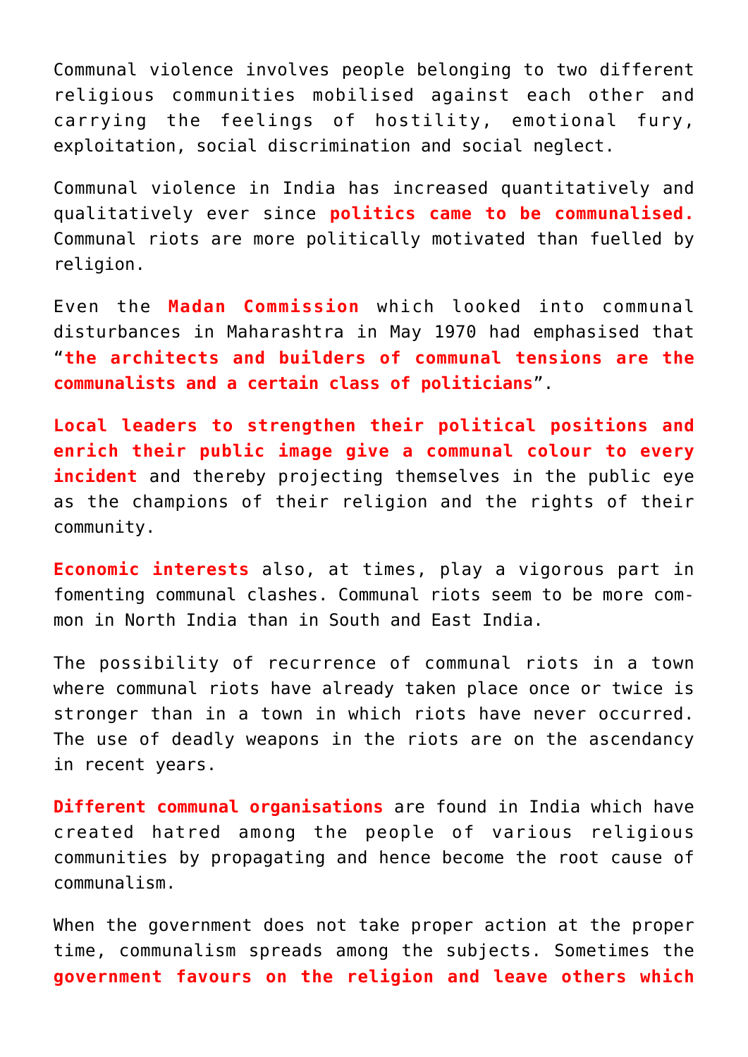Communal violence involves people belonging to two different religious communities mobilised against each other and carrying the feelings of hostility, emotional fury, exploitation, social discrimination and social neglect.

Communal violence in India has increased quantitatively and qualitatively ever since **politics came to be communalised.** Communal riots are more politically motivated than fuelled by religion.

Even the **Madan Commission** which looked into communal disturbances in Maharashtra in May 1970 had emphasised that "**the architects and builders of communal tensions are the communalists and a certain class of politicians**".

**Local leaders to strengthen their political positions and enrich their public image give a communal colour to every incident** and thereby projecting themselves in the public eye as the champions of their religion and the rights of their community.

**Economic interests** also, at times, play a vigorous part in fomenting communal clashes. Communal riots seem to be more common in North India than in South and East India.

The possibility of recurrence of communal riots in a town where communal riots have already taken place once or twice is stronger than in a town in which riots have never occurred. The use of deadly weapons in the riots are on the ascendancy in recent years.

**Different communal organisations** are found in India which have created hatred among the people of various religious communities by propagating and hence become the root cause of communalism.

When the government does not take proper action at the proper time, communalism spreads among the subjects. Sometimes the **government favours on the religion and leave others which**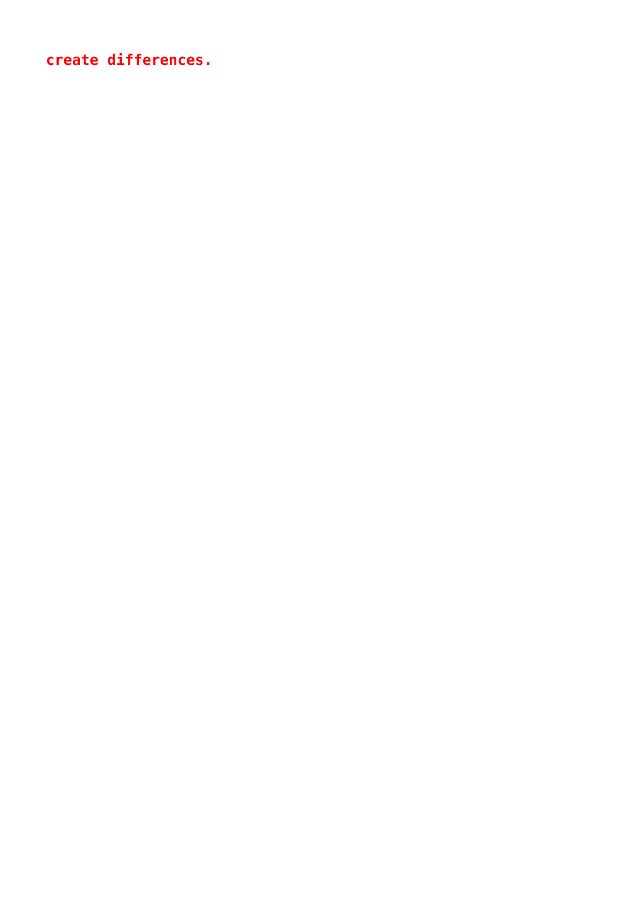**create differences.**